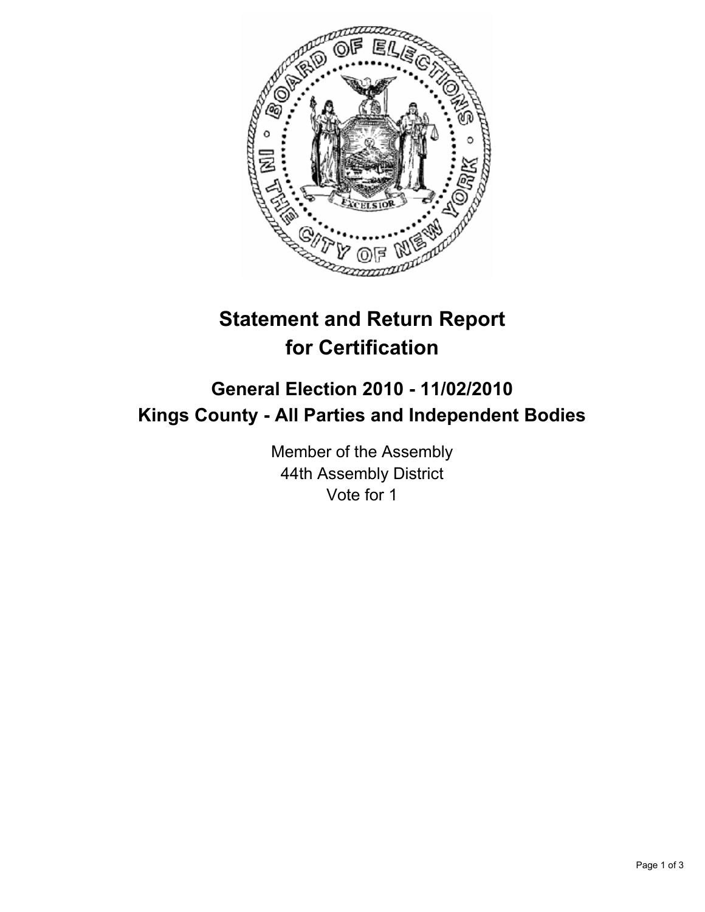# Statement and Return Report for Certification

## General Election 2010 - 11/02/2010
## Kings County - All Parties and Independent Bodies

Member of the Assembly
44th Assembly District
Vote for 1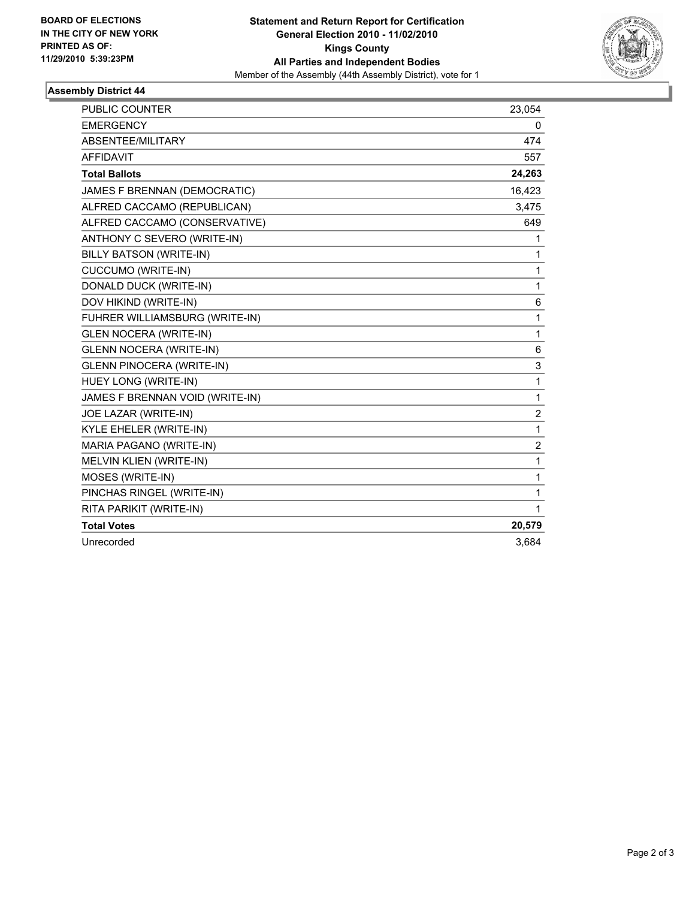**BOARD OF ELECTIONS IN THE CITY OF NEW YORK PRINTED AS OF: 11/29/2010 5:39:23PM**

**Statement and Return Report for Certification**
**General Election 2010 - 11/02/2010**
**Kings County**
**All Parties and Independent Bodies**
Member of the Assembly (44th Assembly District), vote for 1

## Assembly District 44

| | |
|---|---|
| PUBLIC COUNTER | 23,054 |
| EMERGENCY | 0 |
| ABSENTEE/MILITARY | 474 |
| AFFIDAVIT | 557 |
| **Total Ballots** | **24,263** |
| JAMES F BRENNAN (DEMOCRATIC) | 16,423 |
| ALFRED CACCAMO (REPUBLICAN) | 3,475 |
| ALFRED CACCAMO (CONSERVATIVE) | 649 |
| ANTHONY C SEVERO (WRITE-IN) | 1 |
| BILLY BATSON (WRITE-IN) | 1 |
| CUCCUMO (WRITE-IN) | 1 |
| DONALD DUCK (WRITE-IN) | 1 |
| DOV HIKIND (WRITE-IN) | 6 |
| FUHRER WILLIAMSBURG (WRITE-IN) | 1 |
| GLEN NOCERA (WRITE-IN) | 1 |
| GLENN NOCERA (WRITE-IN) | 6 |
| GLENN PINOCERA (WRITE-IN) | 3 |
| HUEY LONG (WRITE-IN) | 1 |
| JAMES F BRENNAN VOID (WRITE-IN) | 1 |
| JOE LAZAR (WRITE-IN) | 2 |
| KYLE EHELER (WRITE-IN) | 1 |
| MARIA PAGANO (WRITE-IN) | 2 |
| MELVIN KLIEN (WRITE-IN) | 1 |
| MOSES (WRITE-IN) | 1 |
| PINCHAS RINGEL (WRITE-IN) | 1 |
| RITA PARIKIT (WRITE-IN) | 1 |
| **Total Votes** | **20,579** |
| Unrecorded | 3,684 |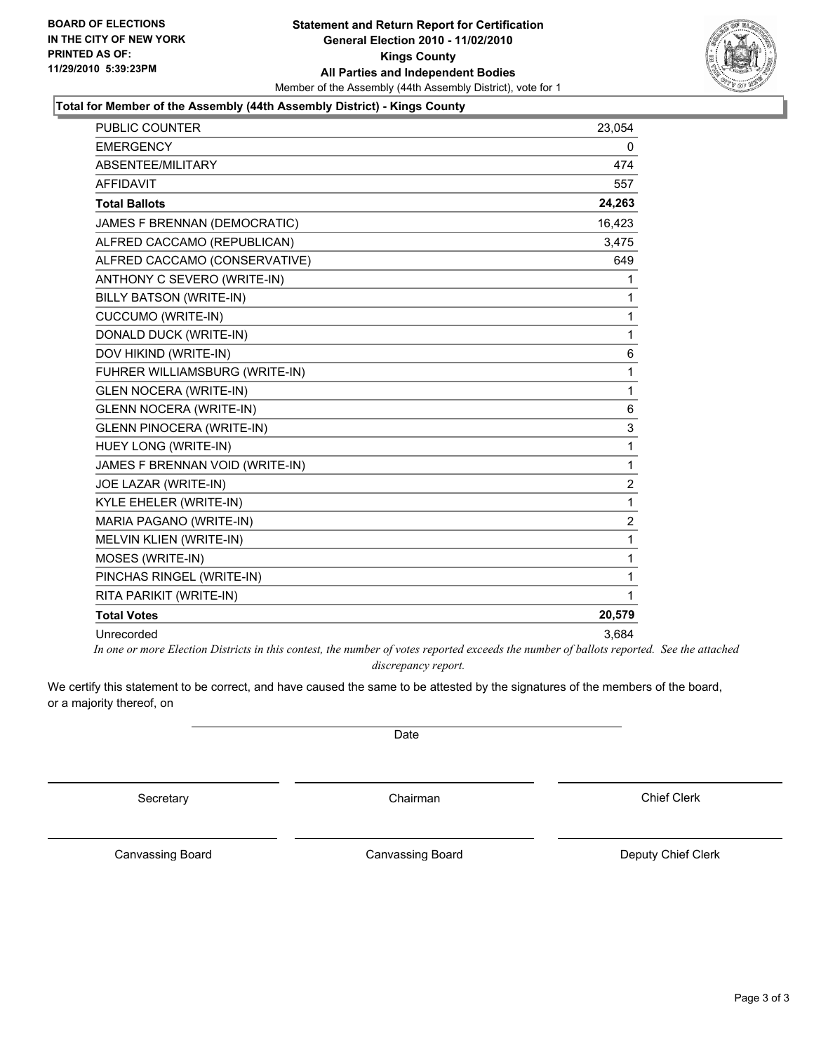**BOARD OF ELECTIONS**
**IN THE CITY OF NEW YORK**
**PRINTED AS OF:**
**11/29/2010 5:39:23PM**

# Statement and Return Report for Certification
## General Election 2010 - 11/02/2010
## Kings County
## All Parties and Independent Bodies

Member of the Assembly (44th Assembly District), vote for 1

### Total for Member of the Assembly (44th Assembly District) - Kings County

| | |
|---|---|
| PUBLIC COUNTER | 23,054 |
| EMERGENCY | 0 |
| ABSENTEE/MILITARY | 474 |
| AFFIDAVIT | 557 |
| **Total Ballots** | **24,263** |
| JAMES F BRENNAN (DEMOCRATIC) | 16,423 |
| ALFRED CACCAMO (REPUBLICAN) | 3,475 |
| ALFRED CACCAMO (CONSERVATIVE) | 649 |
| ANTHONY C SEVERO (WRITE-IN) | 1 |
| BILLY BATSON (WRITE-IN) | 1 |
| CUCCUMO (WRITE-IN) | 1 |
| DONALD DUCK (WRITE-IN) | 1 |
| DOV HIKIND (WRITE-IN) | 6 |
| FUHRER WILLIAMSBURG (WRITE-IN) | 1 |
| GLEN NOCERA (WRITE-IN) | 1 |
| GLENN NOCERA (WRITE-IN) | 6 |
| GLENN PINOCERA (WRITE-IN) | 3 |
| HUEY LONG (WRITE-IN) | 1 |
| JAMES F BRENNAN VOID (WRITE-IN) | 1 |
| JOE LAZAR (WRITE-IN) | 2 |
| KYLE EHELER (WRITE-IN) | 1 |
| MARIA PAGANO (WRITE-IN) | 2 |
| MELVIN KLIEN (WRITE-IN) | 1 |
| MOSES (WRITE-IN) | 1 |
| PINCHAS RINGEL (WRITE-IN) | 1 |
| RITA PARIKIT (WRITE-IN) | 1 |
| **Total Votes** | **20,579** |
| Unrecorded | 3,684 |

*In one or more Election Districts in this contest, the number of votes reported exceeds the number of ballots reported. See the attached discrepancy report.*

We certify this statement to be correct, and have caused the same to be attested by the signatures of the members of the board, or a majority thereof, on

Date

Secretary

Chairman

Chief Clerk

Canvassing Board

Canvassing Board

Deputy Chief Clerk